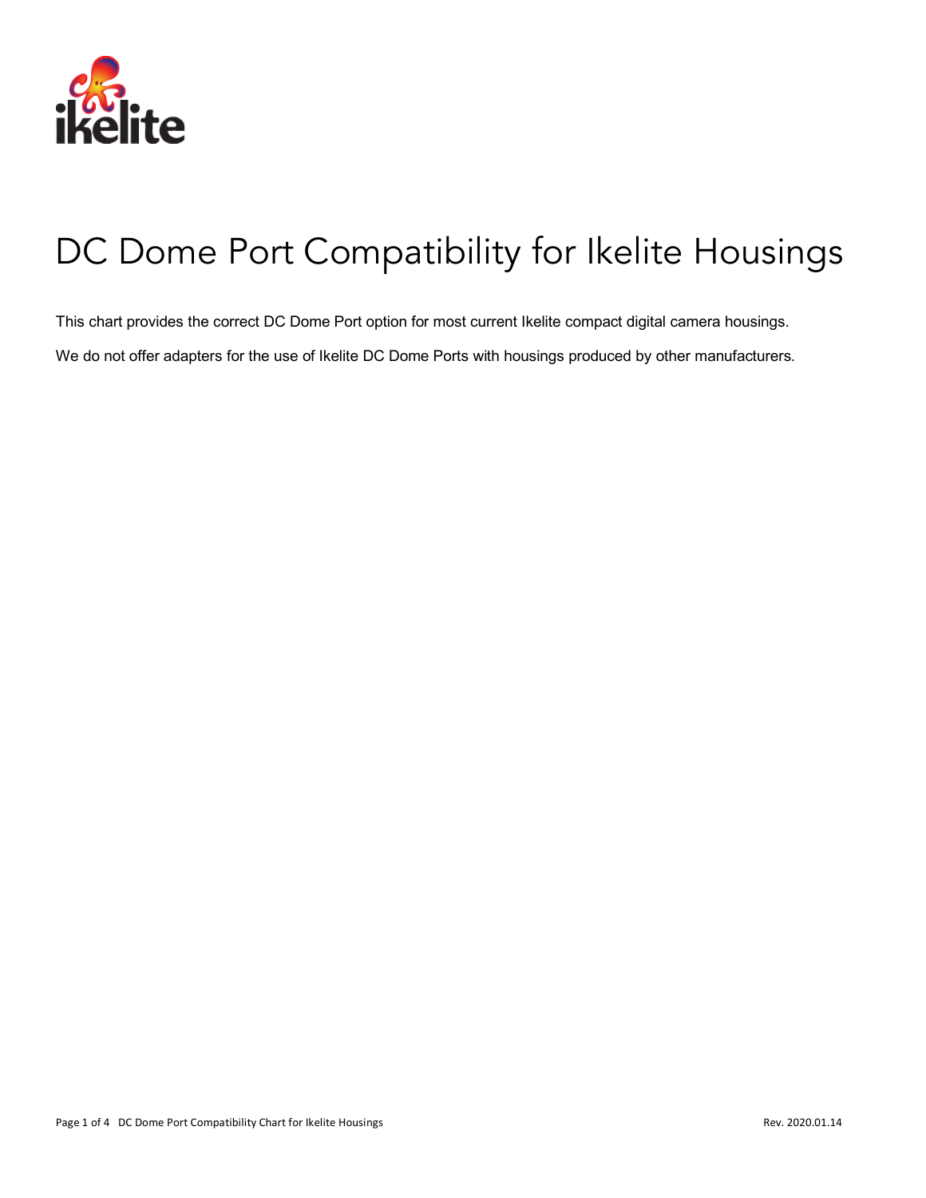# DC Dome Port Compatibility for Ikelite Housings

This chart provides the correct DC Dome Port option for most current Ikelite compact digital camera housings.

We do not offer adapters for the use of Ikelite DC Dome Ports with housings produced by other manufacturers.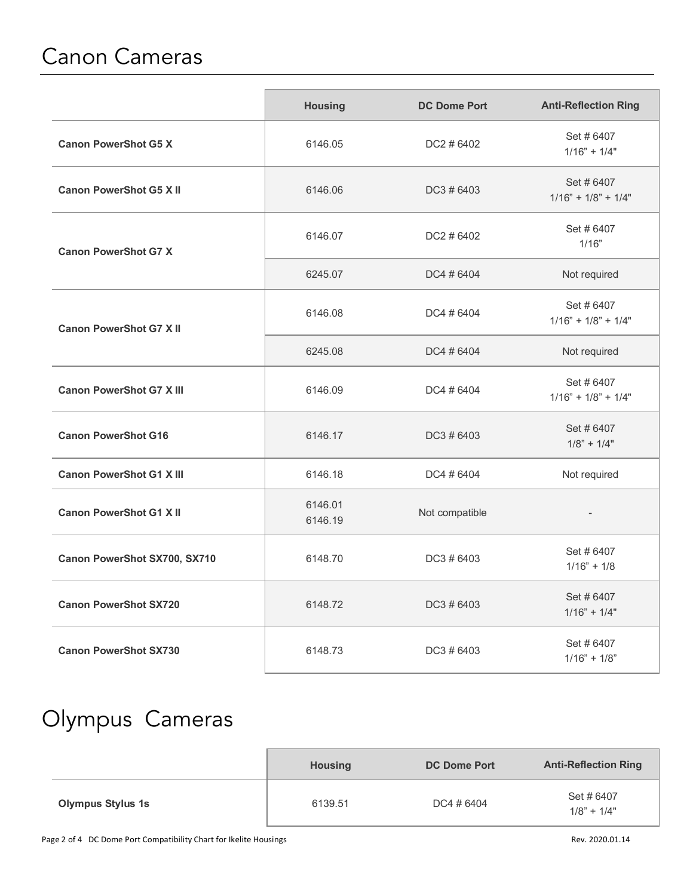# Canon Cameras

| | Housing | DC Dome Port | Anti-Reflection Ring |
|---|---|---|---|
| **Canon PowerShot G5 X** | 6146.05 | DC2 # 6402 | Set # 6407<br>1/16” + 1/4" |
| **Canon PowerShot G5 X II** | 6146.06 | DC3 # 6403 | Set # 6407<br>1/16” + 1/8” + 1/4" |
| **Canon PowerShot G7 X** | 6146.07 | DC2 # 6402 | Set # 6407<br>1/16” |
| | 6245.07 | DC4 # 6404 | Not required |
| **Canon PowerShot G7 X II** | 6146.08 | DC4 # 6404 | Set # 6407<br>1/16” + 1/8” + 1/4" |
| | 6245.08 | DC4 # 6404 | Not required |
| **Canon PowerShot G7 X III** | 6146.09 | DC4 # 6404 | Set # 6407<br>1/16” + 1/8” + 1/4" |
| **Canon PowerShot G16** | 6146.17 | DC3 # 6403 | Set # 6407<br>1/8” + 1/4" |
| **Canon PowerShot G1 X III** | 6146.18 | DC4 # 6404 | Not required |
| **Canon PowerShot G1 X II** | 6146.01<br>6146.19 | Not compatible | - |
| **Canon PowerShot SX700, SX710** | 6148.70 | DC3 # 6403 | Set # 6407<br>1/16” + 1/8 |
| **Canon PowerShot SX720** | 6148.72 | DC3 # 6403 | Set # 6407<br>1/16” + 1/4" |
| **Canon PowerShot SX730** | 6148.73 | DC3 # 6403 | Set # 6407<br>1/16” + 1/8” |

# Olympus Cameras

| | Housing | DC Dome Port | Anti-Reflection Ring |
|---|---|---|---|
| **Olympus Stylus 1s** | 6139.51 | DC4 # 6404 | Set # 6407<br>1/8” + 1/4" |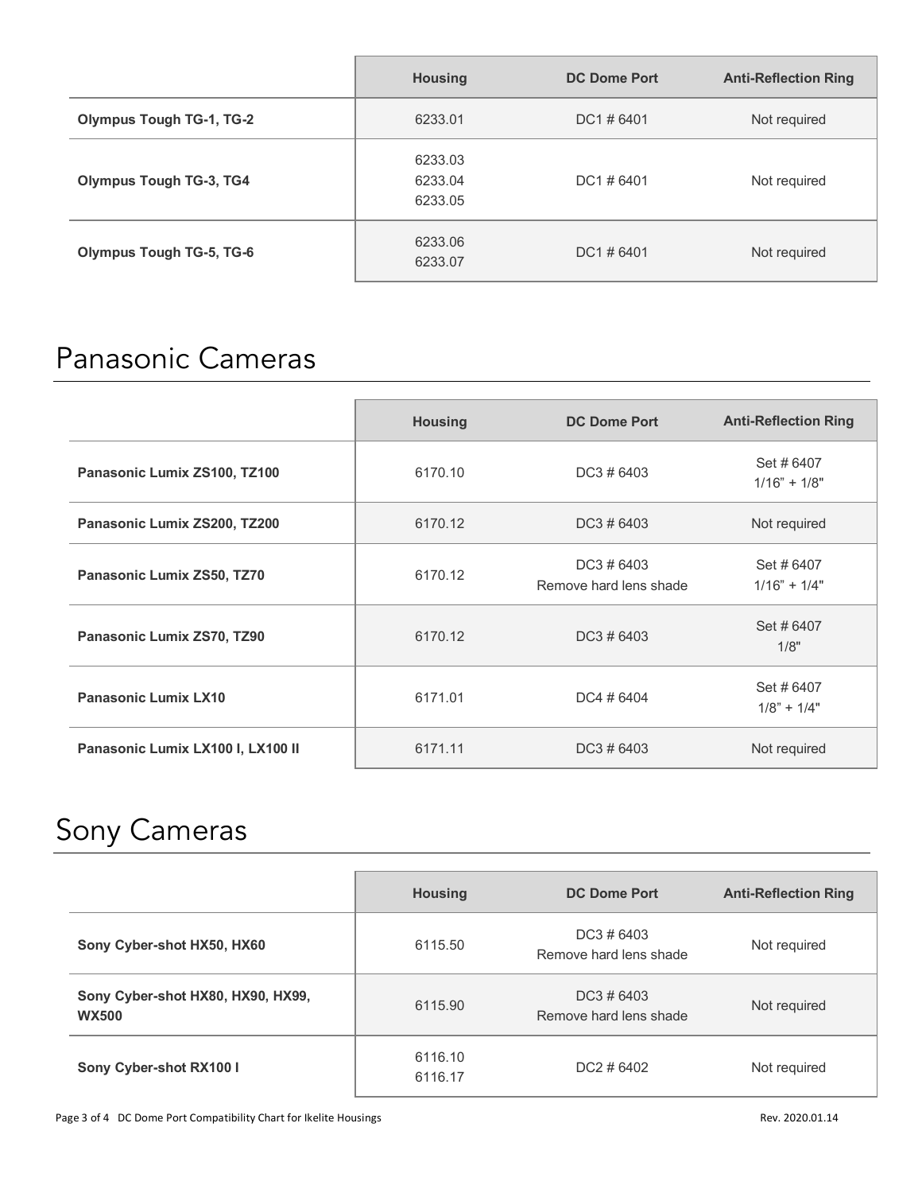| | Housing | DC Dome Port | Anti-Reflection Ring |
|---|---|---|---|
| **Olympus Tough TG-1, TG-2** | 6233.01 | DC1 # 6401 | Not required |
| **Olympus Tough TG-3, TG4** | 6233.03<br>6233.04<br>6233.05 | DC1 # 6401 | Not required |
| **Olympus Tough TG-5, TG-6** | 6233.06<br>6233.07 | DC1 # 6401 | Not required |

## Panasonic Cameras

| | Housing | DC Dome Port | Anti-Reflection Ring |
|---|---|---|---|
| **Panasonic Lumix ZS100, TZ100** | 6170.10 | DC3 # 6403 | Set # 6407<br>1/16" + 1/8" |
| **Panasonic Lumix ZS200, TZ200** | 6170.12 | DC3 # 6403 | Not required |
| **Panasonic Lumix ZS50, TZ70** | 6170.12 | DC3 # 6403<br>Remove hard lens shade | Set # 6407<br>1/16" + 1/4" |
| **Panasonic Lumix ZS70, TZ90** | 6170.12 | DC3 # 6403 | Set # 6407<br>1/8" |
| **Panasonic Lumix LX10** | 6171.01 | DC4 # 6404 | Set # 6407<br>1/8" + 1/4" |
| **Panasonic Lumix LX100 I, LX100 II** | 6171.11 | DC3 # 6403 | Not required |

## Sony Cameras

| | Housing | DC Dome Port | Anti-Reflection Ring |
|---|---|---|---|
| **Sony Cyber-shot HX50, HX60** | 6115.50 | DC3 # 6403<br>Remove hard lens shade | Not required |
| **Sony Cyber-shot HX80, HX90, HX99, WX500** | 6115.90 | DC3 # 6403<br>Remove hard lens shade | Not required |
| **Sony Cyber-shot RX100 I** | 6116.10<br>6116.17 | DC2 # 6402 | Not required |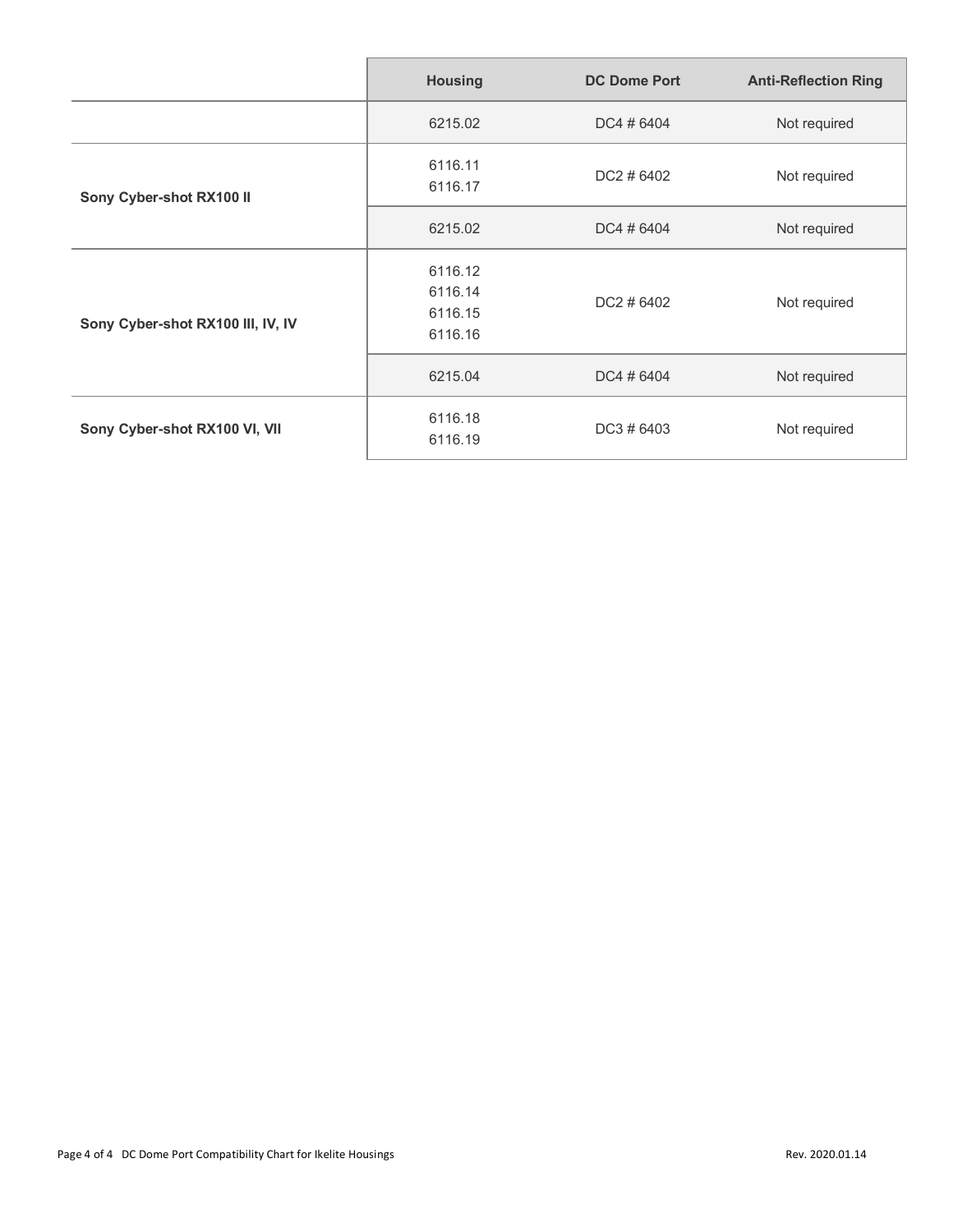| | Housing | DC Dome Port | Anti-Reflection Ring |
|---|---|---|---|
| | 6215.02 | DC4 # 6404 | Not required |
| Sony Cyber-shot RX100 II | 6116.11<br>6116.17 | DC2 # 6402 | Not required |
| | 6215.02 | DC4 # 6404 | Not required |
| Sony Cyber-shot RX100 III, IV, IV | 6116.12<br>6116.14<br>6116.15<br>6116.16 | DC2 # 6402 | Not required |
| | 6215.04 | DC4 # 6404 | Not required |
| Sony Cyber-shot RX100 VI, VII | 6116.18<br>6116.19 | DC3 # 6403 | Not required |